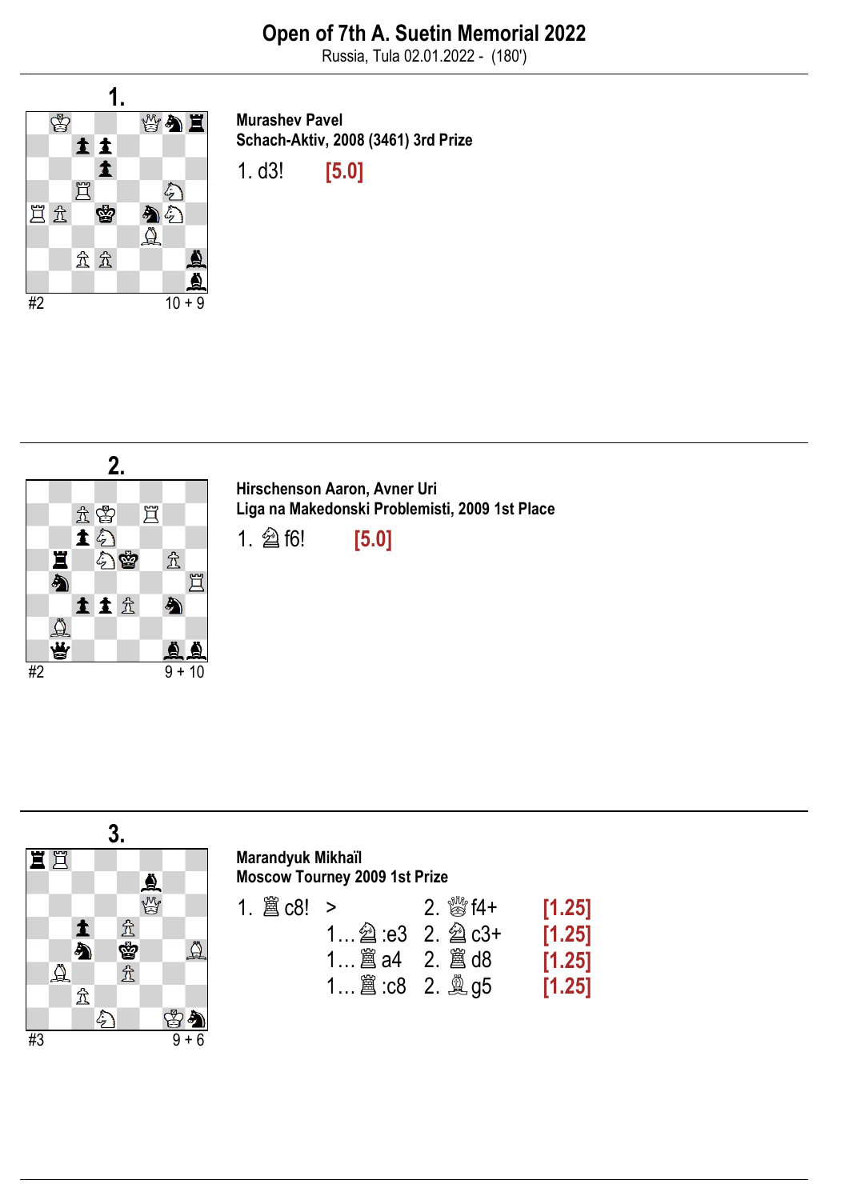# Open of 7th A. Suetin Memorial 2022

Russia, Tula 02.01.2022 - (180')

## 1.

#2 10 + 9

**Murashev Pavel**
**Schach-Aktiv, 2008 (3461) 3rd Prize**

1. d3! **[5.0]**

## 2.

#2 9 + 10

**Hirschenson Aaron, Avner Uri**
**Liga na Makedonski Problemisti, 2009 1st Place**

1. ♘f6! **[5.0]**

## 3.

#3 9 + 6

**Marandyuk Mikhaïl**
**Moscow Tourney 2009 1st Prize**

| | | |
|---|---|---|
| 1. ♖c8! > | 2. ♕f4+ | **[1.25]** |
| 1… ♘:e3 | 2. ♘c3+ | **[1.25]** |
| 1… ♖a4 | 2. ♖d8 | **[1.25]** |
| 1… ♖:c8 | 2. ♗g5 | **[1.25]** |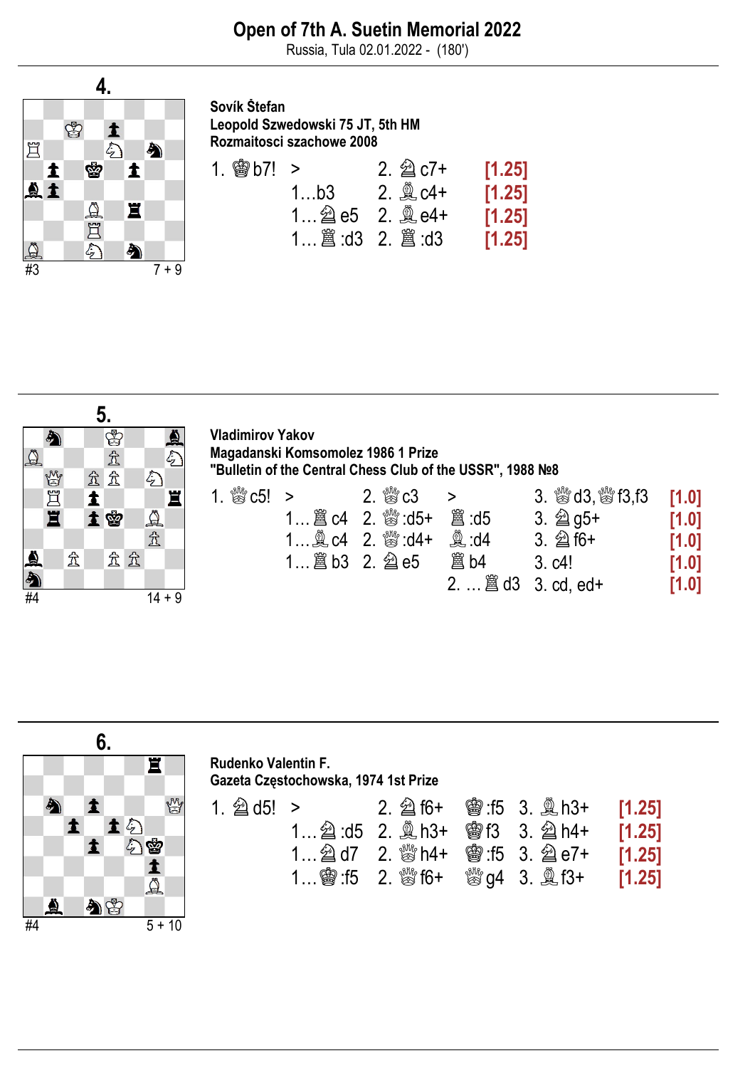# Open of 7th A. Suetin Memorial 2022

Russia, Tula 02.01.2022 - (180')

## 4.

#3 — 7 + 9

**Sovík Štefan**
**Leopold Szwedowski 75 JT, 5th HM**
**Rozmaitosci szachowe 2008**

| | | |
|---|---|---|
| 1. ♔b7! > | 2. ♘c7+ | [1.25] |
| 1…b3 | 2. ♗c4+ | [1.25] |
| 1… ♘e5 | 2. ♗e4+ | [1.25] |
| 1… ♖:d3 | 2. ♖:d3 | [1.25] |

## 5.

#4 — 14 + 9

**Vladimirov Yakov**
**Magadanski Komsomolez 1986 1 Prize**
**"Bulletin of the Central Chess Club of the USSR", 1988 №8**

| | | | | |
|---|---|---|---|---|
| 1. ♕c5! > | 2. ♕c3 | > | 3. ♕d3, ♕f3,f3 | [1.0] |
| 1… ♖c4 | 2. ♕:d5+ | ♖:d5 | 3. ♘g5+ | [1.0] |
| 1… ♗c4 | 2. ♕:d4+ | ♗:d4 | 3. ♘f6+ | [1.0] |
| 1… ♖b3 | 2. ♘e5 | ♖b4 | 3. c4! | [1.0] |
| | | 2. … ♖d3 | 3. cd, ed+ | [1.0] |

## 6.

#4 — 5 + 10

**Rudenko Valentin F.**
**Gazeta Częstochowska, 1974 1st Prize**

| | | | | |
|---|---|---|---|---|
| 1. ♘d5! > | 2. ♘f6+ | ♔:f5 | 3. ♗h3+ | [1.25] |
| 1… ♘:d5 | 2. ♗h3+ | ♔f3 | 3. ♘h4+ | [1.25] |
| 1… ♘d7 | 2. ♕h4+ | ♔:f5 | 3. ♘e7+ | [1.25] |
| 1… ♔:f5 | 2. ♕f6+ | ♕g4 | 3. ♗f3+ | [1.25] |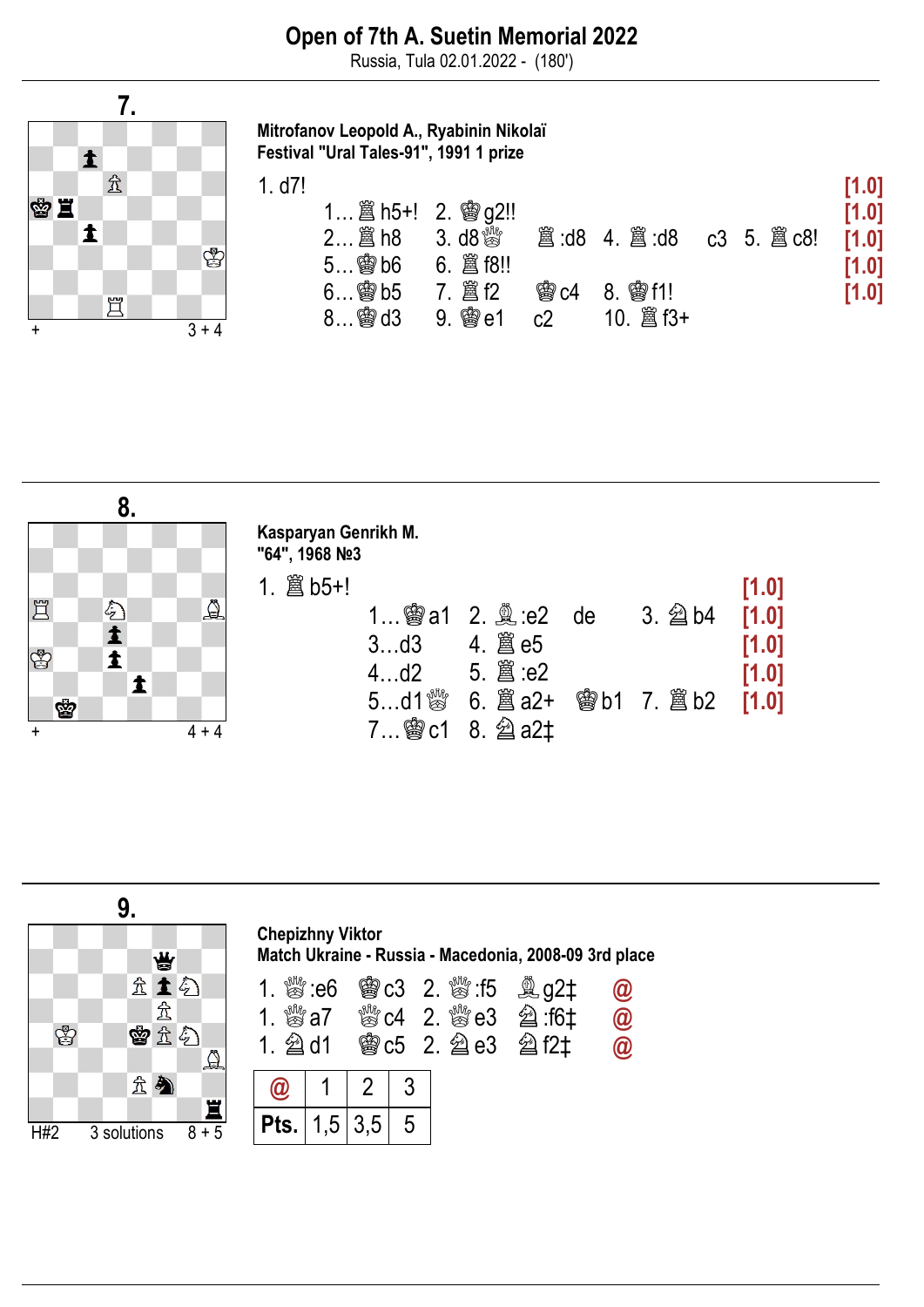# Open of 7th A. Suetin Memorial 2022

Russia, Tula 02.01.2022 - (180')

## 7.

\+ 3 + 4

**Mitrofanov Leopold A., Ryabinin Nikolaï**
**Festival "Ural Tales-91", 1991 1 prize**

1. d7! [1.0]
1…♖h5+! 2. ♔g2!! [1.0]
2…♖h8 3. d8♕ ♖:d8 4. ♖:d8 c3 5. ♖c8! [1.0]
5…♔b6 6. ♖f8!! [1.0]
6…♔b5 7. ♖f2 ♔c4 8. ♔f1! [1.0]
8…♔d3 9. ♔e1 c2 10. ♖f3+

## 8.

\+ 4 + 4

**Kasparyan Genrikh M.**
**"64", 1968 №3**

1. ♖b5+! [1.0]
1…♔a1 2. ♗:e2 de 3. ♘b4 [1.0]
3…d3 4. ♖e5 [1.0]
4…d2 5. ♖:e2 [1.0]
5…d1♕ 6. ♖a2+ ♔b1 7. ♖b2 [1.0]
7…♔c1 8. ♘a2‡

## 9.

H#2 3 solutions 8 + 5

**Chepizhny Viktor**
**Match Ukraine - Russia - Macedonia, 2008-09 3rd place**

1. ♕:e6 ♔c3 2. ♕:f5 ♗g2‡ @
1. ♕a7 ♕c4 2. ♕e3 ♘:f6‡ @
1. ♘d1 ♔c5 2. ♘e3 ♘f2‡ @

| @ | 1 | 2 | 3 |
|---|---|---|---|
| Pts. | 1,5 | 3,5 | 5 |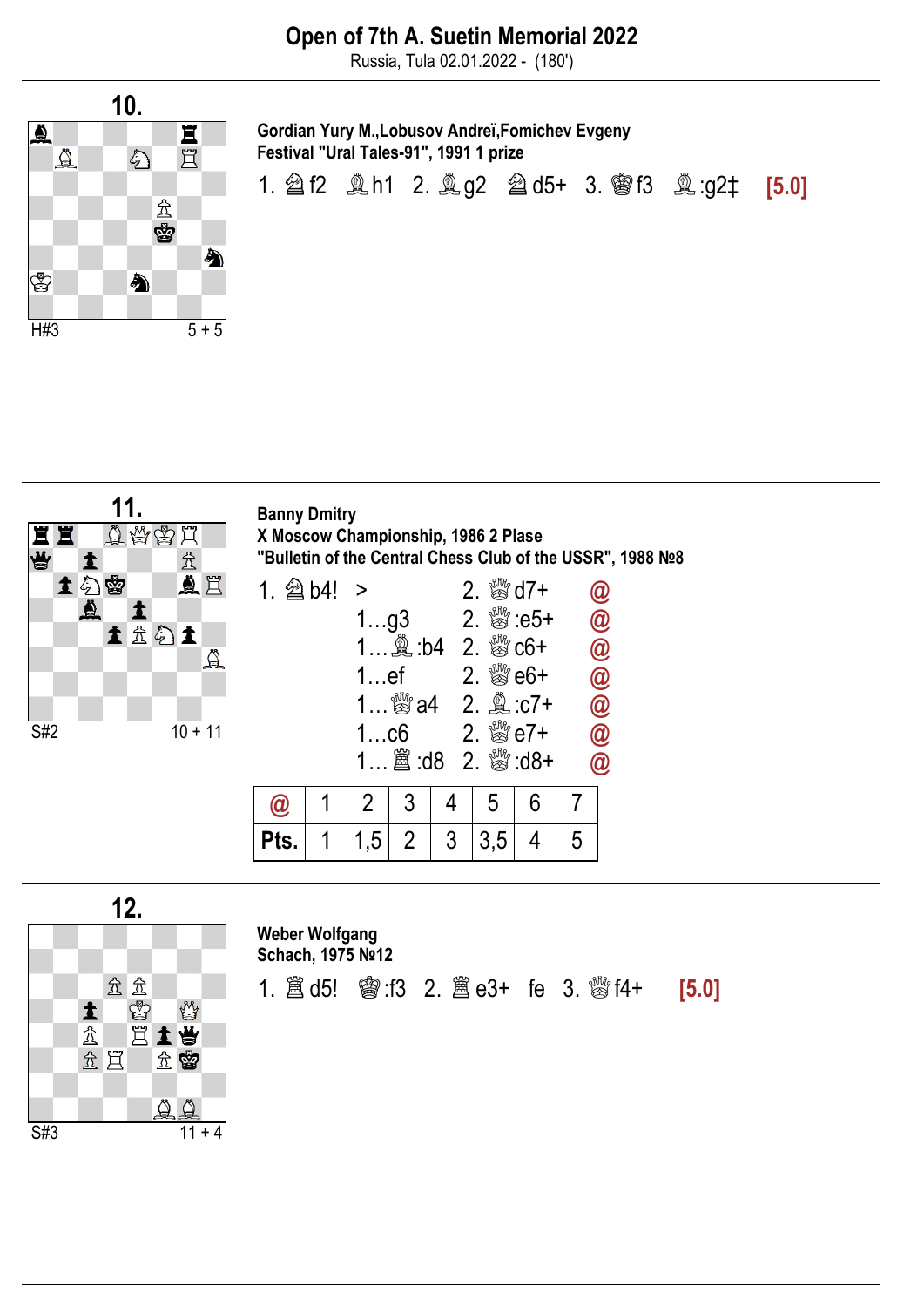# Open of 7th A. Suetin Memorial 2022

Russia, Tula 02.01.2022 - (180')

## 10.

H#3 5 + 5

**Gordian Yury M.,Lobusov Andreï,Fomichev Evgeny**
**Festival "Ural Tales-91", 1991 1 prize**

1. ♘f2 ♗h1 2. ♗g2 ♘d5+ 3. ♔f3 ♗:g2‡ **[5.0]**

## 11.

S#2 10 + 11

**Banny Dmitry**
**X Moscow Championship, 1986 2 Plase**
**"Bulletin of the Central Chess Club of the USSR", 1988 №8**

| | | |
|---|---|---|
| 1. ♘b4! > | 2. ♕d7+ | @ |
| 1...g3 | 2. ♕:e5+ | @ |
| 1...♗:b4 | 2. ♕c6+ | @ |
| 1...ef | 2. ♕e6+ | @ |
| 1...♕a4 | 2. ♗:c7+ | @ |
| 1...c6 | 2. ♕e7+ | @ |
| 1...♖:d8 | 2. ♕:d8+ | @ |

| @ | 1 | 2 | 3 | 4 | 5 | 6 | 7 |
|---|---|---|---|---|---|---|---|
| Pts. | 1 | 1,5 | 2 | 3 | 3,5 | 4 | 5 |

## 12.

S#3 11 + 4

**Weber Wolfgang**
**Schach, 1975 №12**

1. ♖d5! ♔:f3 2. ♖e3+ fe 3. ♕f4+ **[5.0]**